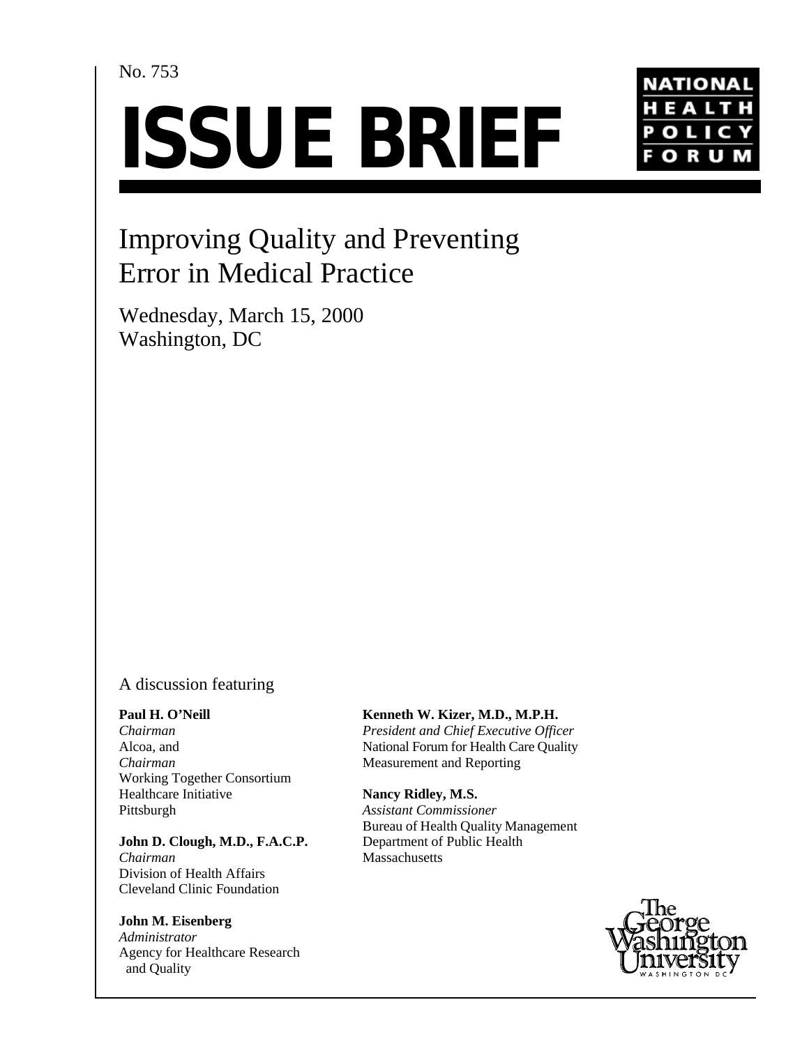No. 753

# ISSUE BRIEF

NATIONAL HEALTH POLICY FORUM

## Improving Quality and Preventing Error in Medical Practice

Wednesday, March 15, 2000
Washington, DC

A discussion featuring

**Paul H. O'Neill**
*Chairman*
Alcoa, and
*Chairman*
Working Together Consortium
Healthcare Initiative
Pittsburgh

**John D. Clough, M.D., F.A.C.P.**
*Chairman*
Division of Health Affairs
Cleveland Clinic Foundation

**John M. Eisenberg**
*Administrator*
Agency for Healthcare Research and Quality

**Kenneth W. Kizer, M.D., M.P.H.**
*President and Chief Executive Officer*
National Forum for Health Care Quality Measurement and Reporting

**Nancy Ridley, M.S.**
*Assistant Commissioner*
Bureau of Health Quality Management
Department of Public Health
Massachusetts

The George Washington University
WASHINGTON DC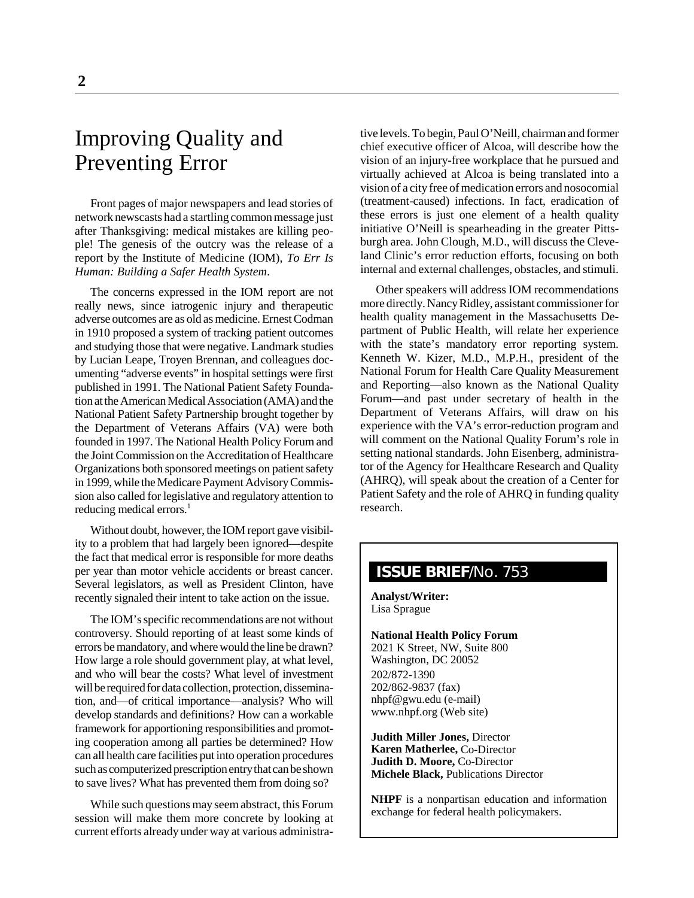# Improving Quality and Preventing Error

Front pages of major newspapers and lead stories of network newscasts had a startling common message just after Thanksgiving: medical mistakes are killing people! The genesis of the outcry was the release of a report by the Institute of Medicine (IOM), *To Err Is Human: Building a Safer Health System*.

The concerns expressed in the IOM report are not really news, since iatrogenic injury and therapeutic adverse outcomes are as old as medicine. Ernest Codman in 1910 proposed a system of tracking patient outcomes and studying those that were negative. Landmark studies by Lucian Leape, Troyen Brennan, and colleagues documenting "adverse events" in hospital settings were first published in 1991. The National Patient Safety Foundation at the American Medical Association (AMA) and the National Patient Safety Partnership brought together by the Department of Veterans Affairs (VA) were both founded in 1997. The National Health Policy Forum and the Joint Commission on the Accreditation of Healthcare Organizations both sponsored meetings on patient safety in 1999, while the Medicare Payment Advisory Commission also called for legislative and regulatory attention to reducing medical errors.[1]

Without doubt, however, the IOM report gave visibility to a problem that had largely been ignored—despite the fact that medical error is responsible for more deaths per year than motor vehicle accidents or breast cancer. Several legislators, as well as President Clinton, have recently signaled their intent to take action on the issue.

The IOM's specific recommendations are not without controversy. Should reporting of at least some kinds of errors be mandatory, and where would the line be drawn? How large a role should government play, at what level, and who will bear the costs? What level of investment will be required for data collection, protection, dissemination, and—of critical importance—analysis? Who will develop standards and definitions? How can a workable framework for apportioning responsibilities and promoting cooperation among all parties be determined? How can all health care facilities put into operation procedures such as computerized prescription entry that can be shown to save lives? What has prevented them from doing so?

While such questions may seem abstract, this Forum session will make them more concrete by looking at current efforts already under way at various administrative levels. To begin, Paul O'Neill, chairman and former chief executive officer of Alcoa, will describe how the vision of an injury-free workplace that he pursued and virtually achieved at Alcoa is being translated into a vision of a city free of medication errors and nosocomial (treatment-caused) infections. In fact, eradication of these errors is just one element of a health quality initiative O'Neill is spearheading in the greater Pittsburgh area. John Clough, M.D., will discuss the Cleveland Clinic's error reduction efforts, focusing on both internal and external challenges, obstacles, and stimuli.

Other speakers will address IOM recommendations more directly. Nancy Ridley, assistant commissioner for health quality management in the Massachusetts Department of Public Health, will relate her experience with the state's mandatory error reporting system. Kenneth W. Kizer, M.D., M.P.H., president of the National Forum for Health Care Quality Measurement and Reporting—also known as the National Quality Forum—and past under secretary of health in the Department of Veterans Affairs, will draw on his experience with the VA's error-reduction program and will comment on the National Quality Forum's role in setting national standards. John Eisenberg, administrator of the Agency for Healthcare Research and Quality (AHRQ), will speak about the creation of a Center for Patient Safety and the role of AHRQ in funding quality research.

**ISSUE BRIEF**/No. 753

**Analyst/Writer:**
Lisa Sprague

**National Health Policy Forum**
2021 K Street, NW, Suite 800
Washington, DC 20052
202/872-1390
202/862-9837 (fax)
nhpf@gwu.edu (e-mail)
www.nhpf.org (Web site)

**Judith Miller Jones,** Director
**Karen Matherlee,** Co-Director
**Judith D. Moore,** Co-Director
**Michele Black,** Publications Director

**NHPF** is a nonpartisan education and information exchange for federal health policymakers.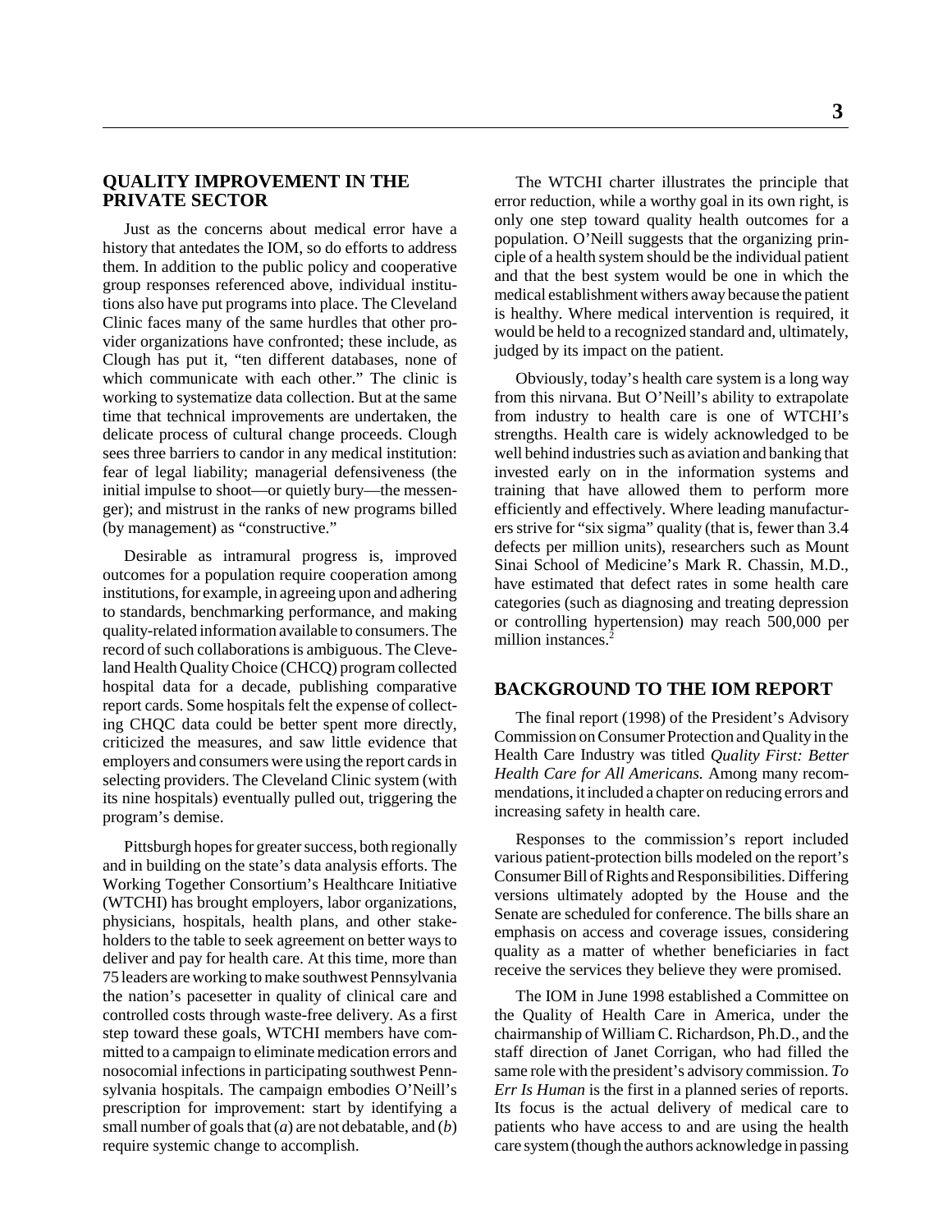## QUALITY IMPROVEMENT IN THE PRIVATE SECTOR

Just as the concerns about medical error have a history that antedates the IOM, so do efforts to address them. In addition to the public policy and cooperative group responses referenced above, individual institutions also have put programs into place. The Cleveland Clinic faces many of the same hurdles that other provider organizations have confronted; these include, as Clough has put it, "ten different databases, none of which communicate with each other." The clinic is working to systematize data collection. But at the same time that technical improvements are undertaken, the delicate process of cultural change proceeds. Clough sees three barriers to candor in any medical institution: fear of legal liability; managerial defensiveness (the initial impulse to shoot—or quietly bury—the messenger); and mistrust in the ranks of new programs billed (by management) as "constructive."

Desirable as intramural progress is, improved outcomes for a population require cooperation among institutions, for example, in agreeing upon and adhering to standards, benchmarking performance, and making quality-related information available to consumers. The record of such collaborations is ambiguous. The Cleveland Health Quality Choice (CHCQ) program collected hospital data for a decade, publishing comparative report cards. Some hospitals felt the expense of collecting CHQC data could be better spent more directly, criticized the measures, and saw little evidence that employers and consumers were using the report cards in selecting providers. The Cleveland Clinic system (with its nine hospitals) eventually pulled out, triggering the program's demise.

Pittsburgh hopes for greater success, both regionally and in building on the state's data analysis efforts. The Working Together Consortium's Healthcare Initiative (WTCHI) has brought employers, labor organizations, physicians, hospitals, health plans, and other stakeholders to the table to seek agreement on better ways to deliver and pay for health care. At this time, more than 75 leaders are working to make southwest Pennsylvania the nation's pacesetter in quality of clinical care and controlled costs through waste-free delivery. As a first step toward these goals, WTCHI members have committed to a campaign to eliminate medication errors and nosocomial infections in participating southwest Pennsylvania hospitals. The campaign embodies O'Neill's prescription for improvement: start by identifying a small number of goals that (*a*) are not debatable, and (*b*) require systemic change to accomplish.

The WTCHI charter illustrates the principle that error reduction, while a worthy goal in its own right, is only one step toward quality health outcomes for a population. O'Neill suggests that the organizing principle of a health system should be the individual patient and that the best system would be one in which the medical establishment withers away because the patient is healthy. Where medical intervention is required, it would be held to a recognized standard and, ultimately, judged by its impact on the patient.

Obviously, today's health care system is a long way from this nirvana. But O'Neill's ability to extrapolate from industry to health care is one of WTCHI's strengths. Health care is widely acknowledged to be well behind industries such as aviation and banking that invested early on in the information systems and training that have allowed them to perform more efficiently and effectively. Where leading manufacturers strive for "six sigma" quality (that is, fewer than 3.4 defects per million units), researchers such as Mount Sinai School of Medicine's Mark R. Chassin, M.D., have estimated that defect rates in some health care categories (such as diagnosing and treating depression or controlling hypertension) may reach 500,000 per million instances.[2]

## BACKGROUND TO THE IOM REPORT

The final report (1998) of the President's Advisory Commission on Consumer Protection and Quality in the Health Care Industry was titled *Quality First: Better Health Care for All Americans.* Among many recommendations, it included a chapter on reducing errors and increasing safety in health care.

Responses to the commission's report included various patient-protection bills modeled on the report's Consumer Bill of Rights and Responsibilities. Differing versions ultimately adopted by the House and the Senate are scheduled for conference. The bills share an emphasis on access and coverage issues, considering quality as a matter of whether beneficiaries in fact receive the services they believe they were promised.

The IOM in June 1998 established a Committee on the Quality of Health Care in America, under the chairmanship of William C. Richardson, Ph.D., and the staff direction of Janet Corrigan, who had filled the same role with the president's advisory commission. *To Err Is Human* is the first in a planned series of reports. Its focus is the actual delivery of medical care to patients who have access to and are using the health care system (though the authors acknowledge in passing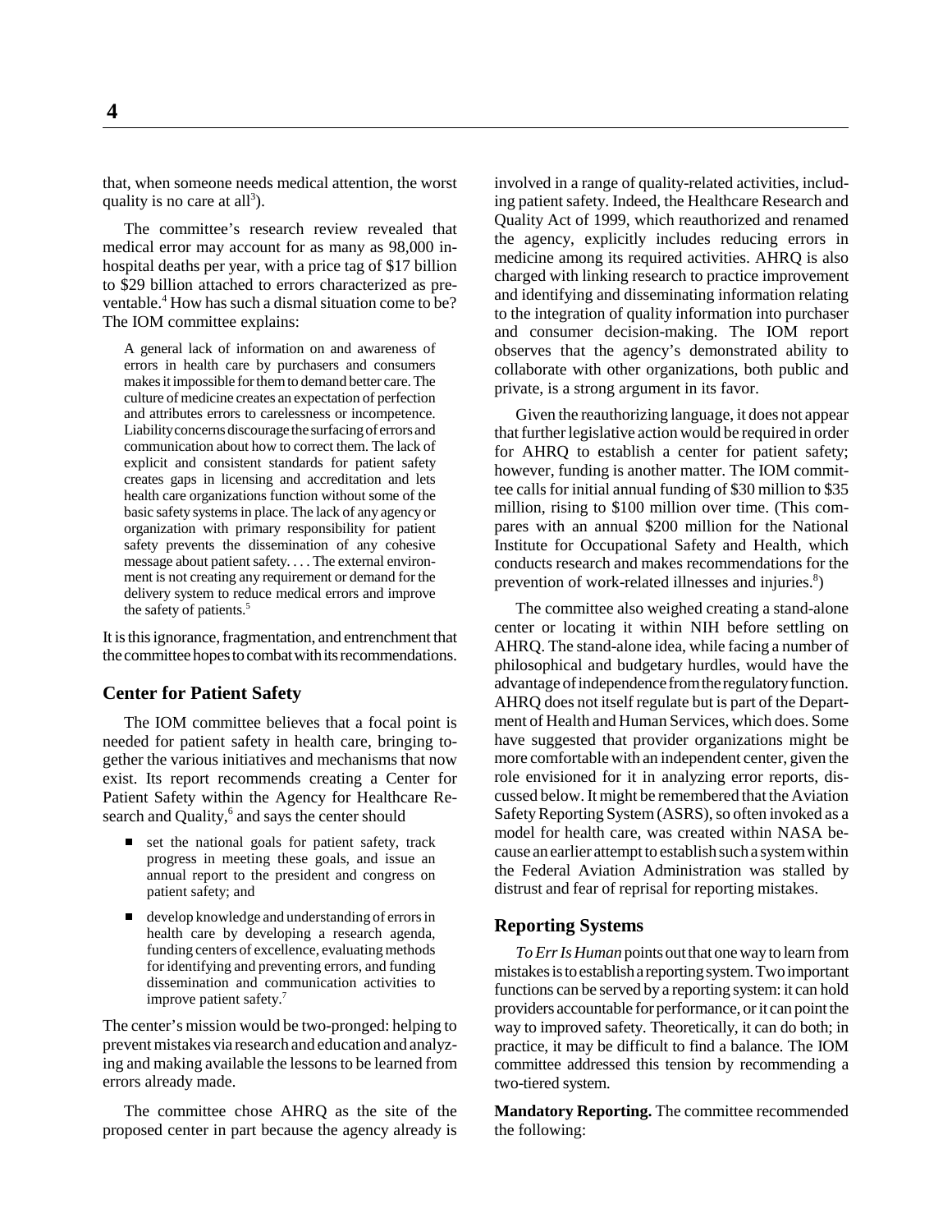that, when someone needs medical attention, the worst quality is no care at all[3]).

The committee's research review revealed that medical error may account for as many as 98,000 in-hospital deaths per year, with a price tag of $17 billion to $29 billion attached to errors characterized as preventable.[4] How has such a dismal situation come to be? The IOM committee explains:

> A general lack of information on and awareness of errors in health care by purchasers and consumers makes it impossible for them to demand better care. The culture of medicine creates an expectation of perfection and attributes errors to carelessness or incompetence. Liability concerns discourage the surfacing of errors and communication about how to correct them. The lack of explicit and consistent standards for patient safety creates gaps in licensing and accreditation and lets health care organizations function without some of the basic safety systems in place. The lack of any agency or organization with primary responsibility for patient safety prevents the dissemination of any cohesive message about patient safety. . . . The external environment is not creating any requirement or demand for the delivery system to reduce medical errors and improve the safety of patients.[5]

It is this ignorance, fragmentation, and entrenchment that the committee hopes to combat with its recommendations.

### Center for Patient Safety

The IOM committee believes that a focal point is needed for patient safety in health care, bringing together the various initiatives and mechanisms that now exist. Its report recommends creating a Center for Patient Safety within the Agency for Healthcare Research and Quality,[6] and says the center should

- set the national goals for patient safety, track progress in meeting these goals, and issue an annual report to the president and congress on patient safety; and
- develop knowledge and understanding of errors in health care by developing a research agenda, funding centers of excellence, evaluating methods for identifying and preventing errors, and funding dissemination and communication activities to improve patient safety.[7]

The center's mission would be two-pronged: helping to prevent mistakes via research and education and analyzing and making available the lessons to be learned from errors already made.

The committee chose AHRQ as the site of the proposed center in part because the agency already is involved in a range of quality-related activities, including patient safety. Indeed, the Healthcare Research and Quality Act of 1999, which reauthorized and renamed the agency, explicitly includes reducing errors in medicine among its required activities. AHRQ is also charged with linking research to practice improvement and identifying and disseminating information relating to the integration of quality information into purchaser and consumer decision-making. The IOM report observes that the agency's demonstrated ability to collaborate with other organizations, both public and private, is a strong argument in its favor.

Given the reauthorizing language, it does not appear that further legislative action would be required in order for AHRQ to establish a center for patient safety; however, funding is another matter. The IOM committee calls for initial annual funding of $30 million to $35 million, rising to $100 million over time. (This compares with an annual $200 million for the National Institute for Occupational Safety and Health, which conducts research and makes recommendations for the prevention of work-related illnesses and injuries.[8])

The committee also weighed creating a stand-alone center or locating it within NIH before settling on AHRQ. The stand-alone idea, while facing a number of philosophical and budgetary hurdles, would have the advantage of independence from the regulatory function. AHRQ does not itself regulate but is part of the Department of Health and Human Services, which does. Some have suggested that provider organizations might be more comfortable with an independent center, given the role envisioned for it in analyzing error reports, discussed below. It might be remembered that the Aviation Safety Reporting System (ASRS), so often invoked as a model for health care, was created within NASA because an earlier attempt to establish such a system within the Federal Aviation Administration was stalled by distrust and fear of reprisal for reporting mistakes.

### Reporting Systems

*To Err Is Human* points out that one way to learn from mistakes is to establish a reporting system. Two important functions can be served by a reporting system: it can hold providers accountable for performance, or it can point the way to improved safety. Theoretically, it can do both; in practice, it may be difficult to find a balance. The IOM committee addressed this tension by recommending a two-tiered system.

**Mandatory Reporting.** The committee recommended the following: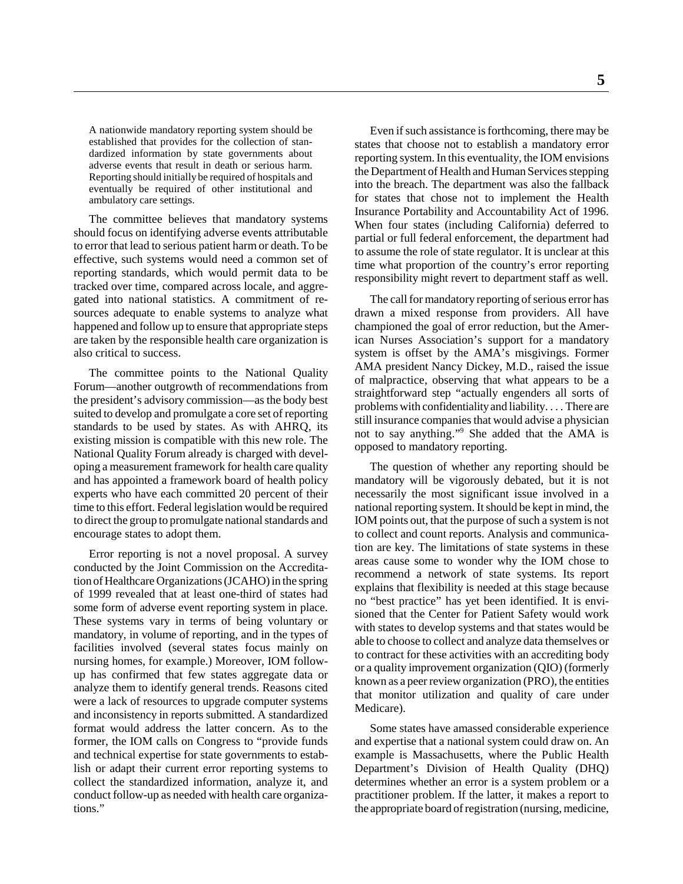> A nationwide mandatory reporting system should be established that provides for the collection of standardized information by state governments about adverse events that result in death or serious harm. Reporting should initially be required of hospitals and eventually be required of other institutional and ambulatory care settings.

The committee believes that mandatory systems should focus on identifying adverse events attributable to error that lead to serious patient harm or death. To be effective, such systems would need a common set of reporting standards, which would permit data to be tracked over time, compared across locale, and aggregated into national statistics. A commitment of resources adequate to enable systems to analyze what happened and follow up to ensure that appropriate steps are taken by the responsible health care organization is also critical to success.

The committee points to the National Quality Forum—another outgrowth of recommendations from the president's advisory commission—as the body best suited to develop and promulgate a core set of reporting standards to be used by states. As with AHRQ, its existing mission is compatible with this new role. The National Quality Forum already is charged with developing a measurement framework for health care quality and has appointed a framework board of health policy experts who have each committed 20 percent of their time to this effort. Federal legislation would be required to direct the group to promulgate national standards and encourage states to adopt them.

Error reporting is not a novel proposal. A survey conducted by the Joint Commission on the Accreditation of Healthcare Organizations (JCAHO) in the spring of 1999 revealed that at least one-third of states had some form of adverse event reporting system in place. These systems vary in terms of being voluntary or mandatory, in volume of reporting, and in the types of facilities involved (several states focus mainly on nursing homes, for example.) Moreover, IOM follow-up has confirmed that few states aggregate data or analyze them to identify general trends. Reasons cited were a lack of resources to upgrade computer systems and inconsistency in reports submitted. A standardized format would address the latter concern. As to the former, the IOM calls on Congress to "provide funds and technical expertise for state governments to establish or adapt their current error reporting systems to collect the standardized information, analyze it, and conduct follow-up as needed with health care organizations."

Even if such assistance is forthcoming, there may be states that choose not to establish a mandatory error reporting system. In this eventuality, the IOM envisions the Department of Health and Human Services stepping into the breach. The department was also the fallback for states that chose not to implement the Health Insurance Portability and Accountability Act of 1996. When four states (including California) deferred to partial or full federal enforcement, the department had to assume the role of state regulator. It is unclear at this time what proportion of the country's error reporting responsibility might revert to department staff as well.

The call for mandatory reporting of serious error has drawn a mixed response from providers. All have championed the goal of error reduction, but the American Nurses Association's support for a mandatory system is offset by the AMA's misgivings. Former AMA president Nancy Dickey, M.D., raised the issue of malpractice, observing that what appears to be a straightforward step "actually engenders all sorts of problems with confidentiality and liability. . . . There are still insurance companies that would advise a physician not to say anything."[9] She added that the AMA is opposed to mandatory reporting.

The question of whether any reporting should be mandatory will be vigorously debated, but it is not necessarily the most significant issue involved in a national reporting system. It should be kept in mind, the IOM points out, that the purpose of such a system is not to collect and count reports. Analysis and communication are key. The limitations of state systems in these areas cause some to wonder why the IOM chose to recommend a network of state systems. Its report explains that flexibility is needed at this stage because no "best practice" has yet been identified. It is envisioned that the Center for Patient Safety would work with states to develop systems and that states would be able to choose to collect and analyze data themselves or to contract for these activities with an accrediting body or a quality improvement organization (QIO) (formerly known as a peer review organization (PRO), the entities that monitor utilization and quality of care under Medicare).

Some states have amassed considerable experience and expertise that a national system could draw on. An example is Massachusetts, where the Public Health Department's Division of Health Quality (DHQ) determines whether an error is a system problem or a practitioner problem. If the latter, it makes a report to the appropriate board of registration (nursing, medicine,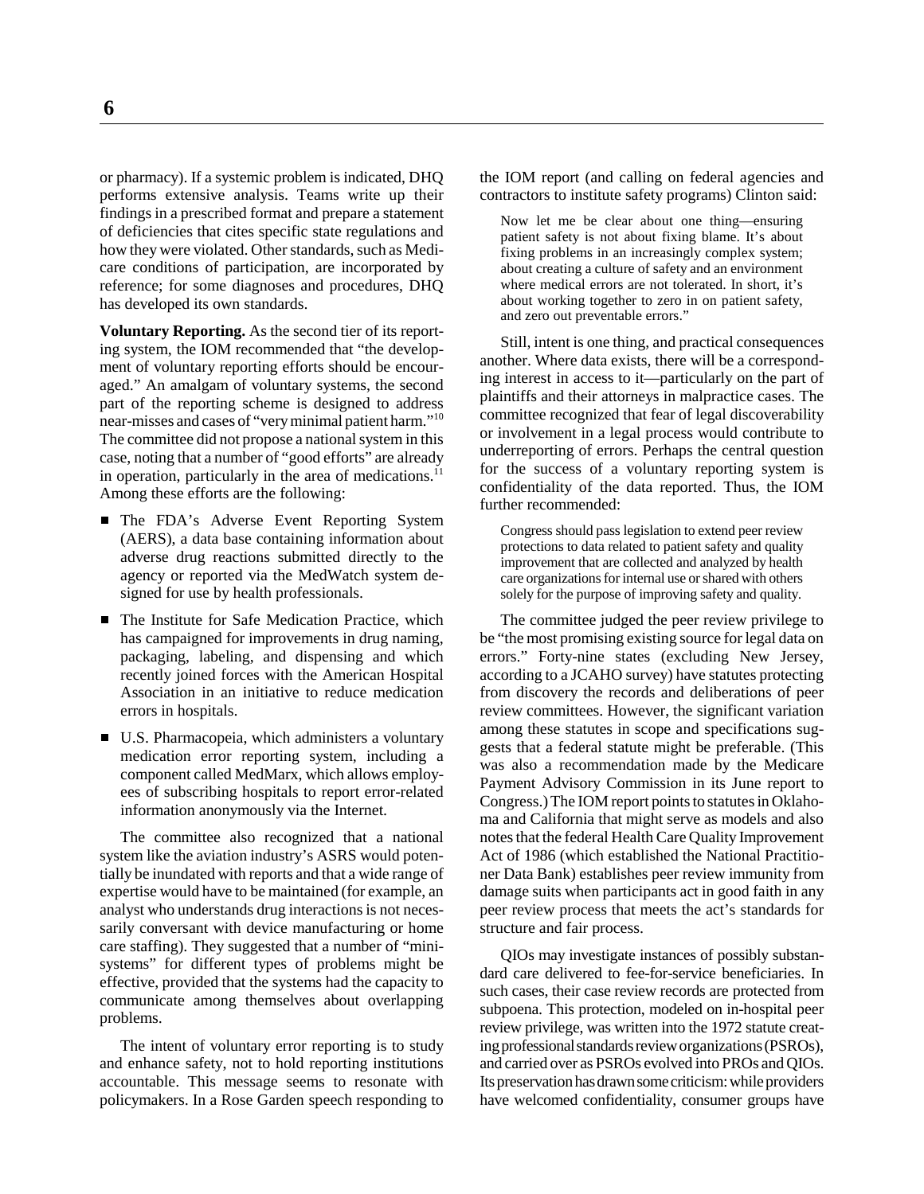or pharmacy). If a systemic problem is indicated, DHQ performs extensive analysis. Teams write up their findings in a prescribed format and prepare a statement of deficiencies that cites specific state regulations and how they were violated. Other standards, such as Medicare conditions of participation, are incorporated by reference; for some diagnoses and procedures, DHQ has developed its own standards.

**Voluntary Reporting.** As the second tier of its reporting system, the IOM recommended that "the development of voluntary reporting efforts should be encouraged." An amalgam of voluntary systems, the second part of the reporting scheme is designed to address near-misses and cases of "very minimal patient harm."[10] The committee did not propose a national system in this case, noting that a number of "good efforts" are already in operation, particularly in the area of medications.[11] Among these efforts are the following:

- The FDA's Adverse Event Reporting System (AERS), a data base containing information about adverse drug reactions submitted directly to the agency or reported via the MedWatch system designed for use by health professionals.
- The Institute for Safe Medication Practice, which has campaigned for improvements in drug naming, packaging, labeling, and dispensing and which recently joined forces with the American Hospital Association in an initiative to reduce medication errors in hospitals.
- U.S. Pharmacopeia, which administers a voluntary medication error reporting system, including a component called MedMarx, which allows employees of subscribing hospitals to report error-related information anonymously via the Internet.

The committee also recognized that a national system like the aviation industry's ASRS would potentially be inundated with reports and that a wide range of expertise would have to be maintained (for example, an analyst who understands drug interactions is not necessarily conversant with device manufacturing or home care staffing). They suggested that a number of "mini-systems" for different types of problems might be effective, provided that the systems had the capacity to communicate among themselves about overlapping problems.

The intent of voluntary error reporting is to study and enhance safety, not to hold reporting institutions accountable. This message seems to resonate with policymakers. In a Rose Garden speech responding to the IOM report (and calling on federal agencies and contractors to institute safety programs) Clinton said:

> Now let me be clear about one thing—ensuring patient safety is not about fixing blame. It's about fixing problems in an increasingly complex system; about creating a culture of safety and an environment where medical errors are not tolerated. In short, it's about working together to zero in on patient safety, and zero out preventable errors."

Still, intent is one thing, and practical consequences another. Where data exists, there will be a corresponding interest in access to it—particularly on the part of plaintiffs and their attorneys in malpractice cases. The committee recognized that fear of legal discoverability or involvement in a legal process would contribute to underreporting of errors. Perhaps the central question for the success of a voluntary reporting system is confidentiality of the data reported. Thus, the IOM further recommended:

> Congress should pass legislation to extend peer review protections to data related to patient safety and quality improvement that are collected and analyzed by health care organizations for internal use or shared with others solely for the purpose of improving safety and quality.

The committee judged the peer review privilege to be "the most promising existing source for legal data on errors." Forty-nine states (excluding New Jersey, according to a JCAHO survey) have statutes protecting from discovery the records and deliberations of peer review committees. However, the significant variation among these statutes in scope and specifications suggests that a federal statute might be preferable. (This was also a recommendation made by the Medicare Payment Advisory Commission in its June report to Congress.) The IOM report points to statutes in Oklahoma and California that might serve as models and also notes that the federal Health Care Quality Improvement Act of 1986 (which established the National Practitioner Data Bank) establishes peer review immunity from damage suits when participants act in good faith in any peer review process that meets the act's standards for structure and fair process.

QIOs may investigate instances of possibly substandard care delivered to fee-for-service beneficiaries. In such cases, their case review records are protected from subpoena. This protection, modeled on in-hospital peer review privilege, was written into the 1972 statute creating professional standards review organizations (PSROs), and carried over as PSROs evolved into PROs and QIOs. Its preservation has drawn some criticism: while providers have welcomed confidentiality, consumer groups have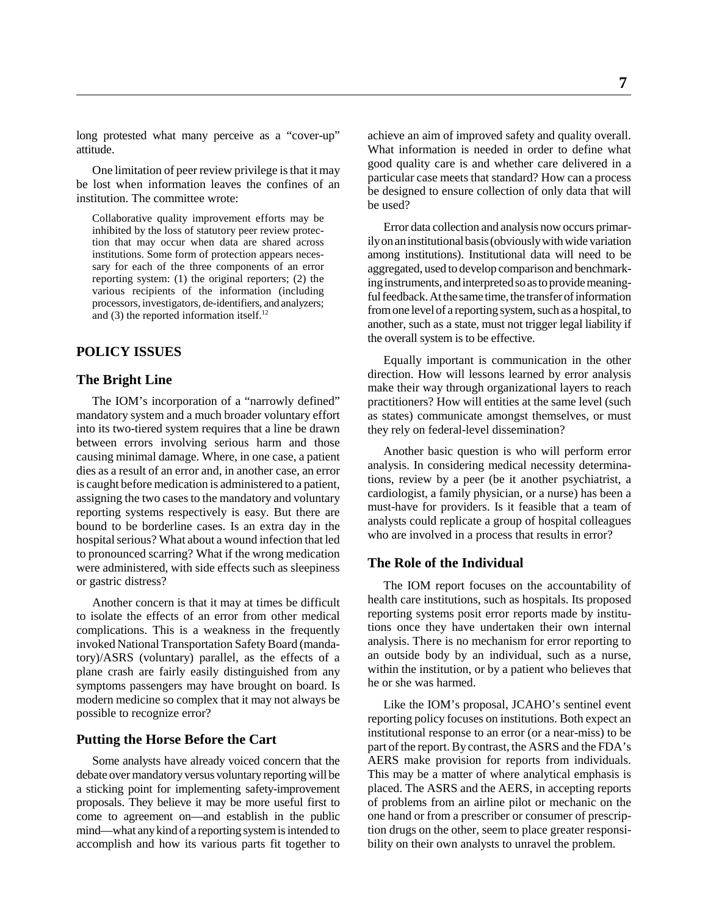long protested what many perceive as a "cover-up" attitude.

One limitation of peer review privilege is that it may be lost when information leaves the confines of an institution. The committee wrote:

> Collaborative quality improvement efforts may be inhibited by the loss of statutory peer review protection that may occur when data are shared across institutions. Some form of protection appears necessary for each of the three components of an error reporting system: (1) the original reporters; (2) the various recipients of the information (including processors, investigators, de-identifiers, and analyzers; and (3) the reported information itself.[12]

## POLICY ISSUES

### The Bright Line

The IOM's incorporation of a "narrowly defined" mandatory system and a much broader voluntary effort into its two-tiered system requires that a line be drawn between errors involving serious harm and those causing minimal damage. Where, in one case, a patient dies as a result of an error and, in another case, an error is caught before medication is administered to a patient, assigning the two cases to the mandatory and voluntary reporting systems respectively is easy. But there are bound to be borderline cases. Is an extra day in the hospital serious? What about a wound infection that led to pronounced scarring? What if the wrong medication were administered, with side effects such as sleepiness or gastric distress?

Another concern is that it may at times be difficult to isolate the effects of an error from other medical complications. This is a weakness in the frequently invoked National Transportation Safety Board (mandatory)/ASRS (voluntary) parallel, as the effects of a plane crash are fairly easily distinguished from any symptoms passengers may have brought on board. Is modern medicine so complex that it may not always be possible to recognize error?

### Putting the Horse Before the Cart

Some analysts have already voiced concern that the debate over mandatory versus voluntary reporting will be a sticking point for implementing safety-improvement proposals. They believe it may be more useful first to come to agreement on—and establish in the public mind—what any kind of a reporting system is intended to accomplish and how its various parts fit together to achieve an aim of improved safety and quality overall. What information is needed in order to define what good quality care is and whether care delivered in a particular case meets that standard? How can a process be designed to ensure collection of only data that will be used?

Error data collection and analysis now occurs primarily on an institutional basis (obviously with wide variation among institutions). Institutional data will need to be aggregated, used to develop comparison and benchmarking instruments, and interpreted so as to provide meaningful feedback. At the same time, the transfer of information from one level of a reporting system, such as a hospital, to another, such as a state, must not trigger legal liability if the overall system is to be effective.

Equally important is communication in the other direction. How will lessons learned by error analysis make their way through organizational layers to reach practitioners? How will entities at the same level (such as states) communicate amongst themselves, or must they rely on federal-level dissemination?

Another basic question is who will perform error analysis. In considering medical necessity determinations, review by a peer (be it another psychiatrist, a cardiologist, a family physician, or a nurse) has been a must-have for providers. Is it feasible that a team of analysts could replicate a group of hospital colleagues who are involved in a process that results in error?

### The Role of the Individual

The IOM report focuses on the accountability of health care institutions, such as hospitals. Its proposed reporting systems posit error reports made by institutions once they have undertaken their own internal analysis. There is no mechanism for error reporting to an outside body by an individual, such as a nurse, within the institution, or by a patient who believes that he or she was harmed.

Like the IOM's proposal, JCAHO's sentinel event reporting policy focuses on institutions. Both expect an institutional response to an error (or a near-miss) to be part of the report. By contrast, the ASRS and the FDA's AERS make provision for reports from individuals. This may be a matter of where analytical emphasis is placed. The ASRS and the AERS, in accepting reports of problems from an airline pilot or mechanic on the one hand or from a prescriber or consumer of prescription drugs on the other, seem to place greater responsibility on their own analysts to unravel the problem.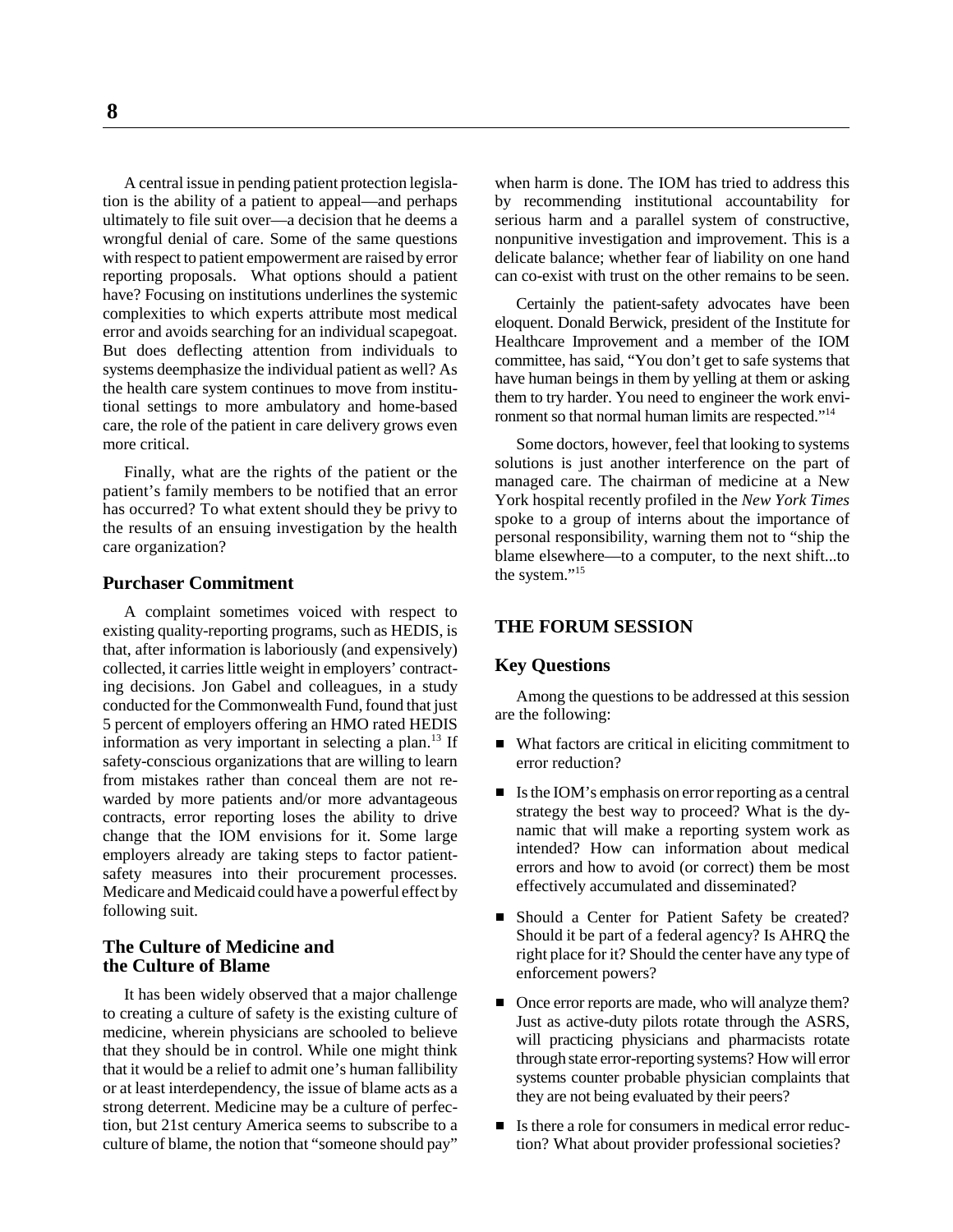A central issue in pending patient protection legislation is the ability of a patient to appeal—and perhaps ultimately to file suit over—a decision that he deems a wrongful denial of care. Some of the same questions with respect to patient empowerment are raised by error reporting proposals. What options should a patient have? Focusing on institutions underlines the systemic complexities to which experts attribute most medical error and avoids searching for an individual scapegoat. But does deflecting attention from individuals to systems deemphasize the individual patient as well? As the health care system continues to move from institutional settings to more ambulatory and home-based care, the role of the patient in care delivery grows even more critical.

Finally, what are the rights of the patient or the patient's family members to be notified that an error has occurred? To what extent should they be privy to the results of an ensuing investigation by the health care organization?

### Purchaser Commitment

A complaint sometimes voiced with respect to existing quality-reporting programs, such as HEDIS, is that, after information is laboriously (and expensively) collected, it carries little weight in employers' contracting decisions. Jon Gabel and colleagues, in a study conducted for the Commonwealth Fund, found that just 5 percent of employers offering an HMO rated HEDIS information as very important in selecting a plan.[13] If safety-conscious organizations that are willing to learn from mistakes rather than conceal them are not rewarded by more patients and/or more advantageous contracts, error reporting loses the ability to drive change that the IOM envisions for it. Some large employers already are taking steps to factor patient-safety measures into their procurement processes. Medicare and Medicaid could have a powerful effect by following suit.

### The Culture of Medicine and the Culture of Blame

It has been widely observed that a major challenge to creating a culture of safety is the existing culture of medicine, wherein physicians are schooled to believe that they should be in control. While one might think that it would be a relief to admit one's human fallibility or at least interdependency, the issue of blame acts as a strong deterrent. Medicine may be a culture of perfection, but 21st century America seems to subscribe to a culture of blame, the notion that "someone should pay" when harm is done. The IOM has tried to address this by recommending institutional accountability for serious harm and a parallel system of constructive, nonpunitive investigation and improvement. This is a delicate balance; whether fear of liability on one hand can co-exist with trust on the other remains to be seen.

Certainly the patient-safety advocates have been eloquent. Donald Berwick, president of the Institute for Healthcare Improvement and a member of the IOM committee, has said, "You don't get to safe systems that have human beings in them by yelling at them or asking them to try harder. You need to engineer the work environment so that normal human limits are respected."[14]

Some doctors, however, feel that looking to systems solutions is just another interference on the part of managed care. The chairman of medicine at a New York hospital recently profiled in the *New York Times* spoke to a group of interns about the importance of personal responsibility, warning them not to "ship the blame elsewhere—to a computer, to the next shift...to the system."[15]

## THE FORUM SESSION

### Key Questions

Among the questions to be addressed at this session are the following:

- What factors are critical in eliciting commitment to error reduction?
- Is the IOM's emphasis on error reporting as a central strategy the best way to proceed? What is the dynamic that will make a reporting system work as intended? How can information about medical errors and how to avoid (or correct) them be most effectively accumulated and disseminated?
- Should a Center for Patient Safety be created? Should it be part of a federal agency? Is AHRQ the right place for it? Should the center have any type of enforcement powers?
- Once error reports are made, who will analyze them? Just as active-duty pilots rotate through the ASRS, will practicing physicians and pharmacists rotate through state error-reporting systems? How will error systems counter probable physician complaints that they are not being evaluated by their peers?
- Is there a role for consumers in medical error reduction? What about provider professional societies?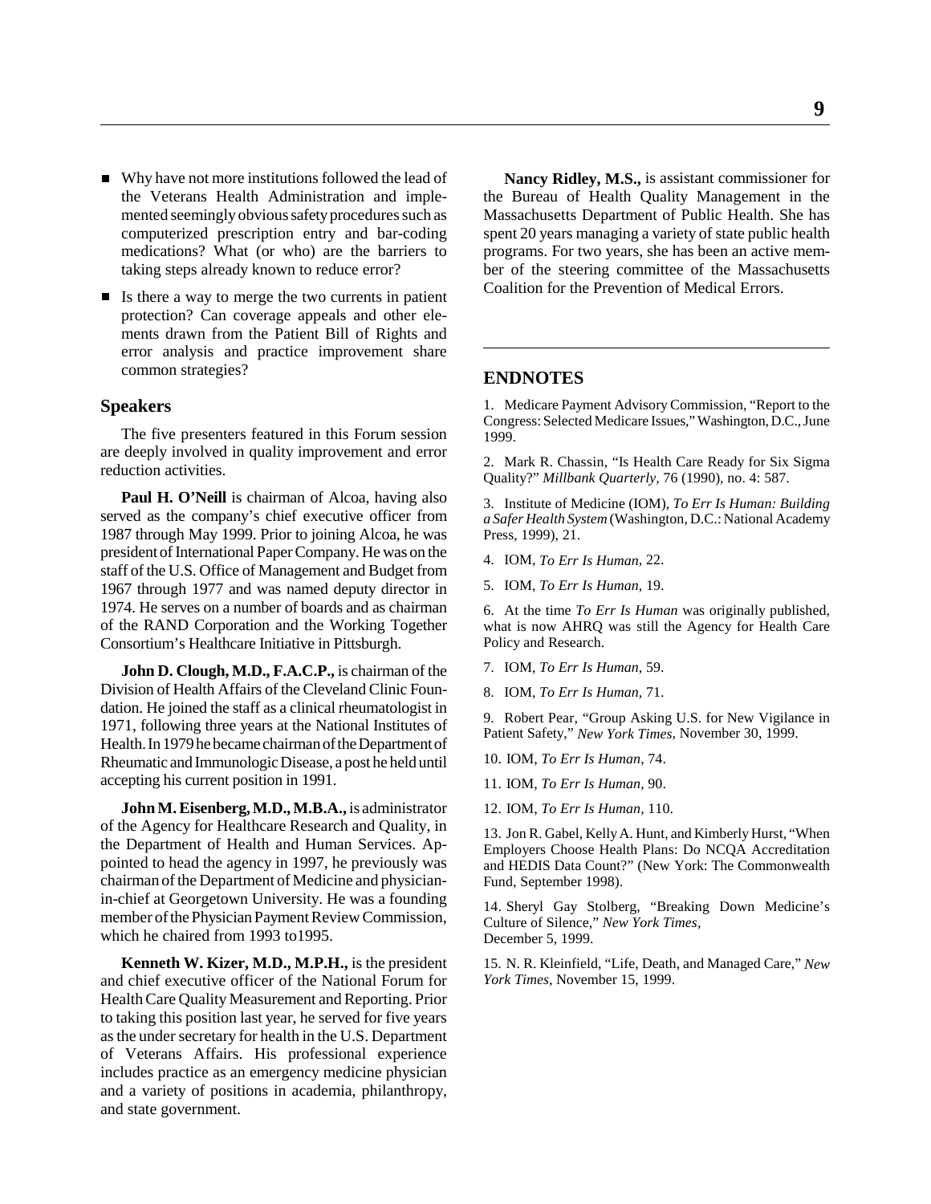- Why have not more institutions followed the lead of the Veterans Health Administration and implemented seemingly obvious safety procedures such as computerized prescription entry and bar-coding medications? What (or who) are the barriers to taking steps already known to reduce error?

- Is there a way to merge the two currents in patient protection? Can coverage appeals and other elements drawn from the Patient Bill of Rights and error analysis and practice improvement share common strategies?

## Speakers

The five presenters featured in this Forum session are deeply involved in quality improvement and error reduction activities.

**Paul H. O'Neill** is chairman of Alcoa, having also served as the company's chief executive officer from 1987 through May 1999. Prior to joining Alcoa, he was president of International Paper Company. He was on the staff of the U.S. Office of Management and Budget from 1967 through 1977 and was named deputy director in 1974. He serves on a number of boards and as chairman of the RAND Corporation and the Working Together Consortium's Healthcare Initiative in Pittsburgh.

**John D. Clough, M.D., F.A.C.P.,** is chairman of the Division of Health Affairs of the Cleveland Clinic Foundation. He joined the staff as a clinical rheumatologist in 1971, following three years at the National Institutes of Health. In 1979 he became chairman of the Department of Rheumatic and Immunologic Disease, a post he held until accepting his current position in 1991.

**John M. Eisenberg, M.D., M.B.A.,** is administrator of the Agency for Healthcare Research and Quality, in the Department of Health and Human Services. Appointed to head the agency in 1997, he previously was chairman of the Department of Medicine and physician-in-chief at Georgetown University. He was a founding member of the Physician Payment Review Commission, which he chaired from 1993 to1995.

**Kenneth W. Kizer, M.D., M.P.H.,** is the president and chief executive officer of the National Forum for Health Care Quality Measurement and Reporting. Prior to taking this position last year, he served for five years as the under secretary for health in the U.S. Department of Veterans Affairs. His professional experience includes practice as an emergency medicine physician and a variety of positions in academia, philanthropy, and state government.

**Nancy Ridley, M.S.,** is assistant commissioner for the Bureau of Health Quality Management in the Massachusetts Department of Public Health. She has spent 20 years managing a variety of state public health programs. For two years, she has been an active member of the steering committee of the Massachusetts Coalition for the Prevention of Medical Errors.

## ENDNOTES

1. Medicare Payment Advisory Commission, "Report to the Congress: Selected Medicare Issues," Washington, D.C., June 1999.

2. Mark R. Chassin, "Is Health Care Ready for Six Sigma Quality?" *Millbank Quarterly,* 76 (1990), no. 4: 587.

3. Institute of Medicine (IOM), *To Err Is Human: Building a Safer Health System* (Washington, D.C.: National Academy Press, 1999), 21.

4. IOM, *To Err Is Human,* 22.

5. IOM, *To Err Is Human,* 19.

6. At the time *To Err Is Human* was originally published, what is now AHRQ was still the Agency for Health Care Policy and Research.

7. IOM, *To Err Is Human,* 59.

8. IOM, *To Err Is Human,* 71.

9. Robert Pear, "Group Asking U.S. for New Vigilance in Patient Safety," *New York Times,* November 30, 1999.

10. IOM, *To Err Is Human,* 74.

11. IOM, *To Err Is Human,* 90.

12. IOM, *To Err Is Human,* 110.

13. Jon R. Gabel, Kelly A. Hunt, and Kimberly Hurst, "When Employers Choose Health Plans: Do NCQA Accreditation and HEDIS Data Count?" (New York: The Commonwealth Fund, September 1998).

14. Sheryl Gay Stolberg, "Breaking Down Medicine's Culture of Silence," *New York Times,* December 5, 1999.

15. N. R. Kleinfield, "Life, Death, and Managed Care," *New York Times,* November 15, 1999.